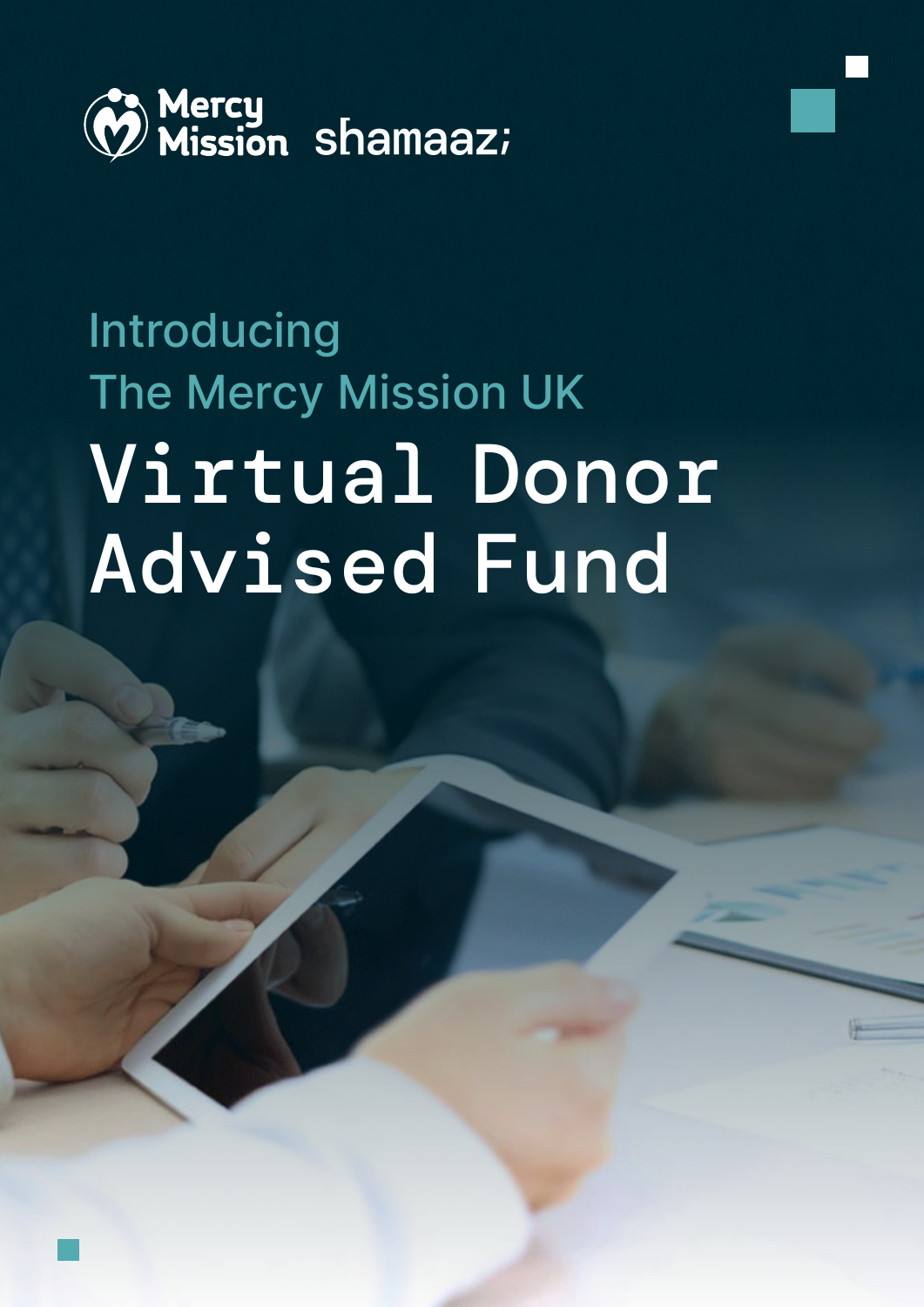Mercy Mission shamaazi

Introducing

The Mercy Mission UK

# Virtual Donor Advised Fund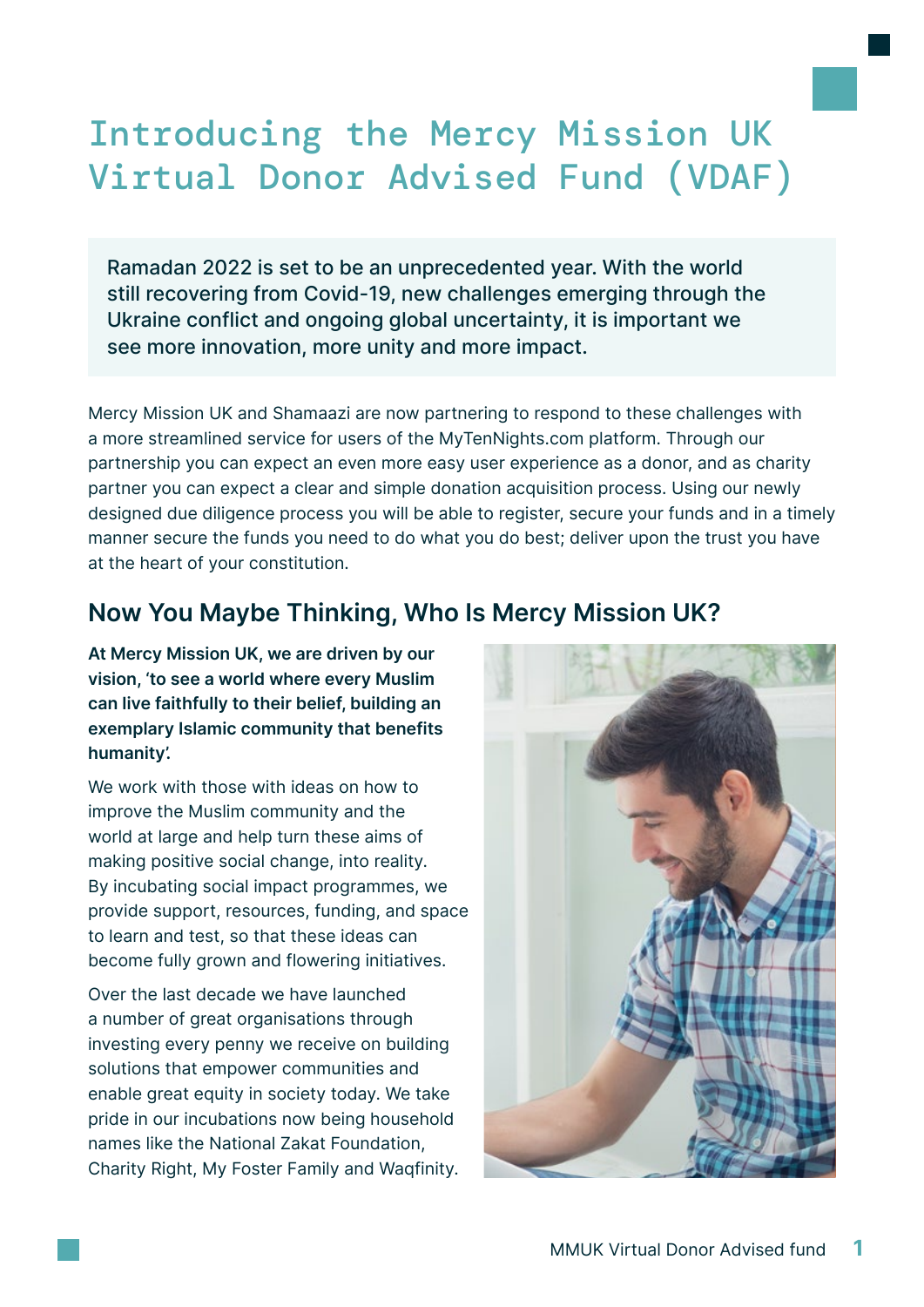# Introducing the Mercy Mission UK Virtual Donor Advised Fund (VDAF)

Ramadan 2022 is set to be an unprecedented year. With the world still recovering from Covid-19, new challenges emerging through the Ukraine conflict and ongoing global uncertainty, it is important we see more innovation, more unity and more impact.

Mercy Mission UK and Shamaazi are now partnering to respond to these challenges with a more streamlined service for users of the MyTenNights.com platform. Through our partnership you can expect an even more easy user experience as a donor, and as charity partner you can expect a clear and simple donation acquisition process. Using our newly designed due diligence process you will be able to register, secure your funds and in a timely manner secure the funds you need to do what you do best; deliver upon the trust you have at the heart of your constitution.

## Now You Maybe Thinking, Who Is Mercy Mission UK?

**At Mercy Mission UK, we are driven by our vision, 'to see a world where every Muslim can live faithfully to their belief, building an exemplary Islamic community that benefits humanity'.**

We work with those with ideas on how to improve the Muslim community and the world at large and help turn these aims of making positive social change, into reality. By incubating social impact programmes, we provide support, resources, funding, and space to learn and test, so that these ideas can become fully grown and flowering initiatives.

Over the last decade we have launched a number of great organisations through investing every penny we receive on building solutions that empower communities and enable great equity in society today. We take pride in our incubations now being household names like the National Zakat Foundation, Charity Right, My Foster Family and Waqfinity.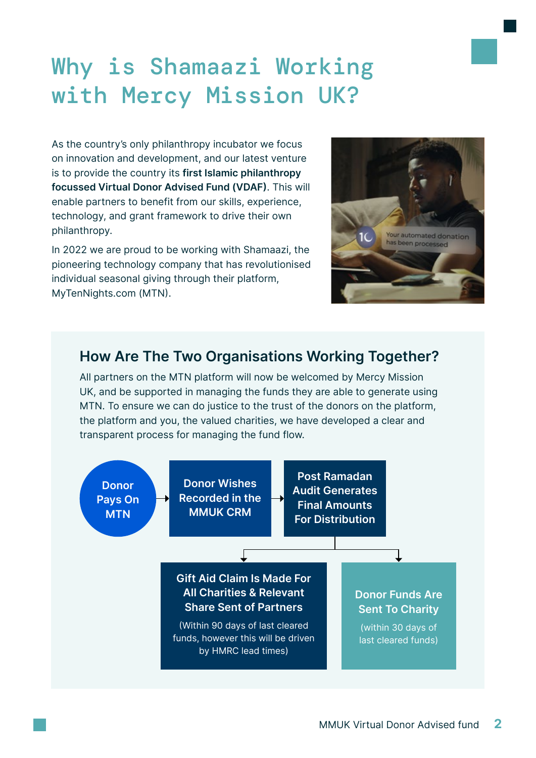# Why is Shamaazi Working with Mercy Mission UK?

As the country's only philanthropy incubator we focus on innovation and development, and our latest venture is to provide the country its **first Islamic philanthropy focussed Virtual Donor Advised Fund (VDAF)**. This will enable partners to benefit from our skills, experience, technology, and grant framework to drive their own philanthropy.

In 2022 we are proud to be working with Shamaazi, the pioneering technology company that has revolutionised individual seasonal giving through their platform, MyTenNights.com (MTN).

## How Are The Two Organisations Working Together?

All partners on the MTN platform will now be welcomed by Mercy Mission UK, and be supported in managing the funds they are able to generate using MTN. To ensure we can do justice to the trust of the donors on the platform, the platform and you, the valued charities, we have developed a clear and transparent process for managing the fund flow.

1. **Donor Pays On MTN**
2. **Donor Wishes Recorded in the MMUK CRM**
3. **Post Ramadan Audit Generates Final Amounts For Distribution**, which leads to:
   - **Gift Aid Claim Is Made For All Charities & Relevant Share Sent of Partners** (Within 90 days of last cleared funds, however this will be driven by HMRC lead times)
   - **Donor Funds Are Sent To Charity** (within 30 days of last cleared funds)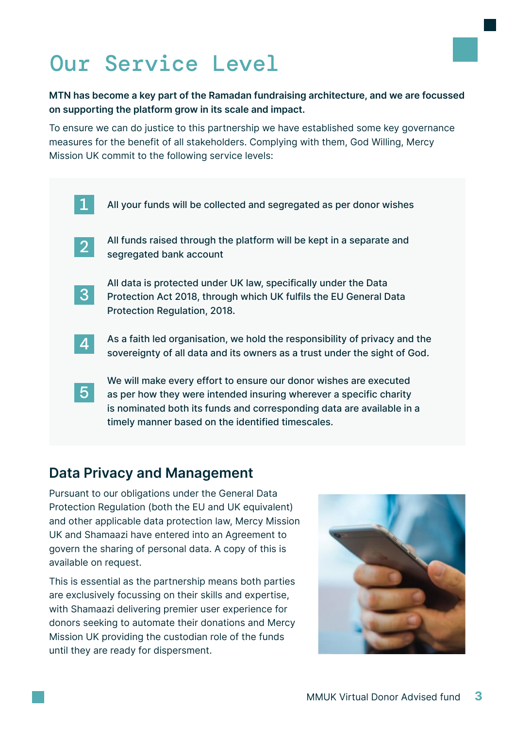# Our Service Level

**MTN has become a key part of the Ramadan fundraising architecture, and we are focussed on supporting the platform grow in its scale and impact.**

To ensure we can do justice to this partnership we have established some key governance measures for the benefit of all stakeholders. Complying with them, God Willing, Mercy Mission UK commit to the following service levels:

1. All your funds will be collected and segregated as per donor wishes
2. All funds raised through the platform will be kept in a separate and segregated bank account
3. All data is protected under UK law, specifically under the Data Protection Act 2018, through which UK fulfils the EU General Data Protection Regulation, 2018.
4. As a faith led organisation, we hold the responsibility of privacy and the sovereignty of all data and its owners as a trust under the sight of God.
5. We will make every effort to ensure our donor wishes are executed as per how they were intended insuring wherever a specific charity is nominated both its funds and corresponding data are available in a timely manner based on the identified timescales.

## Data Privacy and Management

Pursuant to our obligations under the General Data Protection Regulation (both the EU and UK equivalent) and other applicable data protection law, Mercy Mission UK and Shamaazi have entered into an Agreement to govern the sharing of personal data. A copy of this is available on request.

This is essential as the partnership means both parties are exclusively focussing on their skills and expertise, with Shamaazi delivering premier user experience for donors seeking to automate their donations and Mercy Mission UK providing the custodian role of the funds until they are ready for dispersment.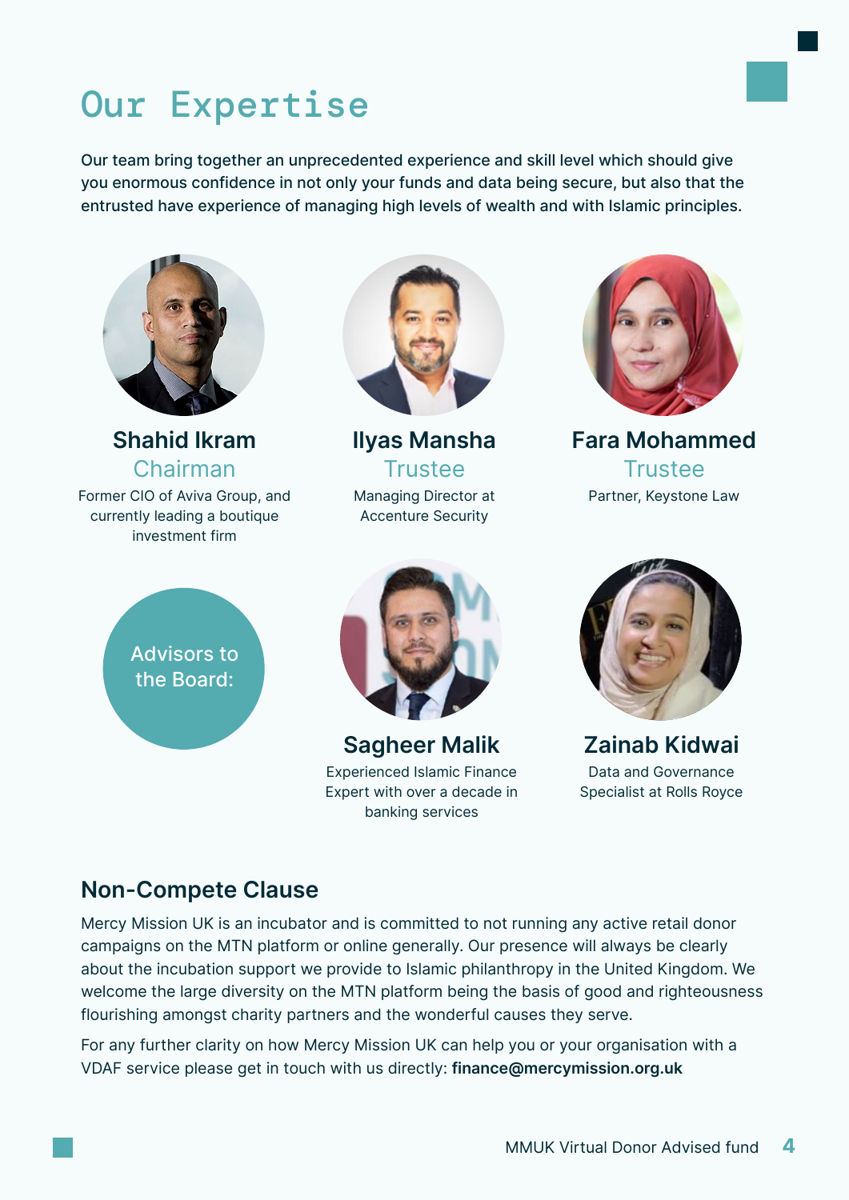# Our Expertise

Our team bring together an unprecedented experience and skill level which should give you enormous confidence in not only your funds and data being secure, but also that the entrusted have experience of managing high levels of wealth and with Islamic principles.

### Shahid Ikram
Chairman

Former CIO of Aviva Group, and currently leading a boutique investment firm

### Ilyas Mansha
Trustee

Managing Director at Accenture Security

### Fara Mohammed
Trustee

Partner, Keystone Law

Advisors to the Board:

### Sagheer Malik
Experienced Islamic Finance Expert with over a decade in banking services

### Zainab Kidwai
Data and Governance Specialist at Rolls Royce

## Non-Compete Clause

Mercy Mission UK is an incubator and is committed to not running any active retail donor campaigns on the MTN platform or online generally. Our presence will always be clearly about the incubation support we provide to Islamic philanthropy in the United Kingdom. We welcome the large diversity on the MTN platform being the basis of good and righteousness flourishing amongst charity partners and the wonderful causes they serve.

For any further clarity on how Mercy Mission UK can help you or your organisation with a VDAF service please get in touch with us directly: **finance@mercymission.org.uk**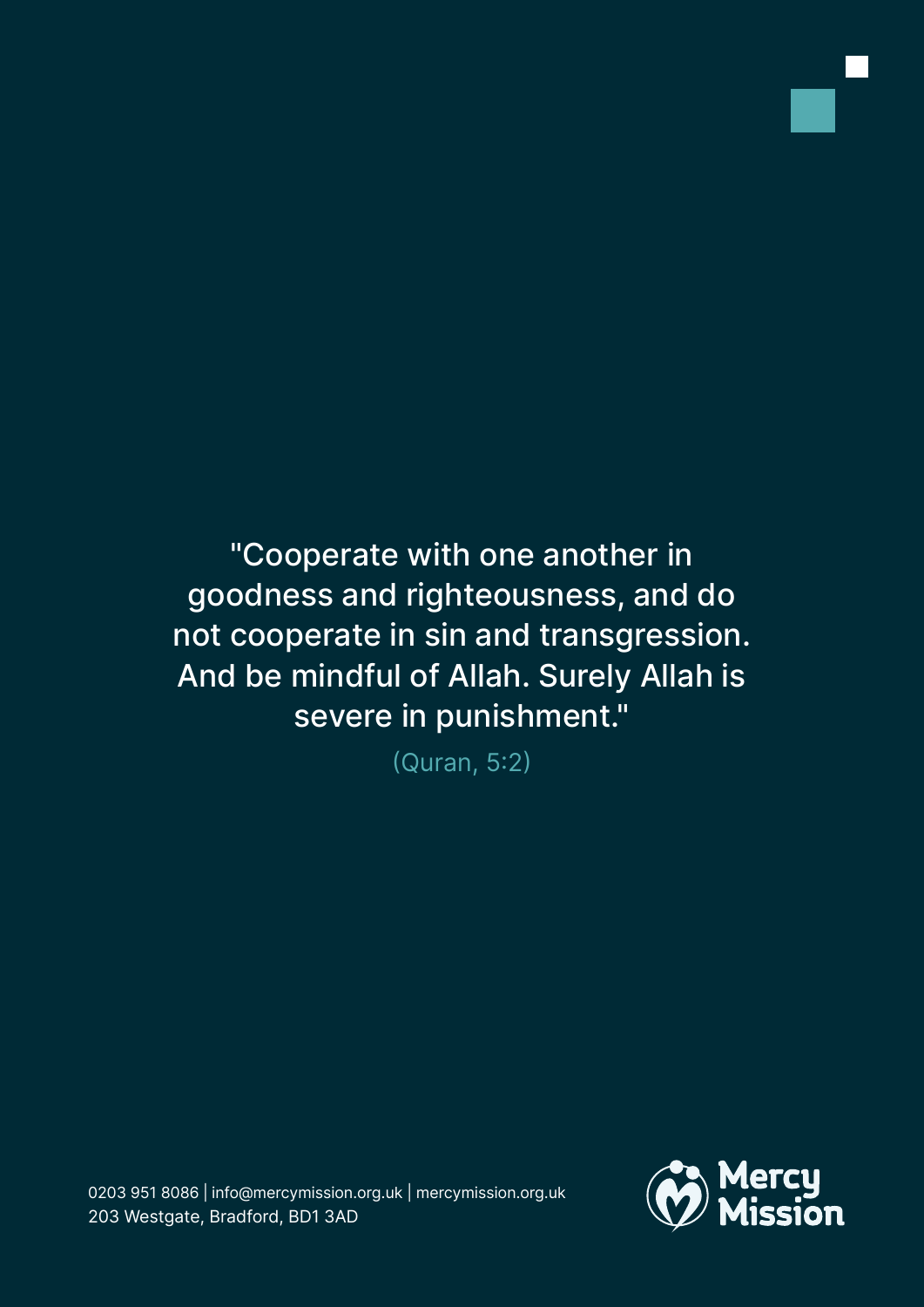"Cooperate with one another in goodness and righteousness, and do not cooperate in sin and transgression. And be mindful of Allah. Surely Allah is severe in punishment."

(Quran, 5:2)

0203 951 8086 | info@mercymission.org.uk | mercymission.org.uk
203 Westgate, Bradford, BD1 3AD

Mercy Mission